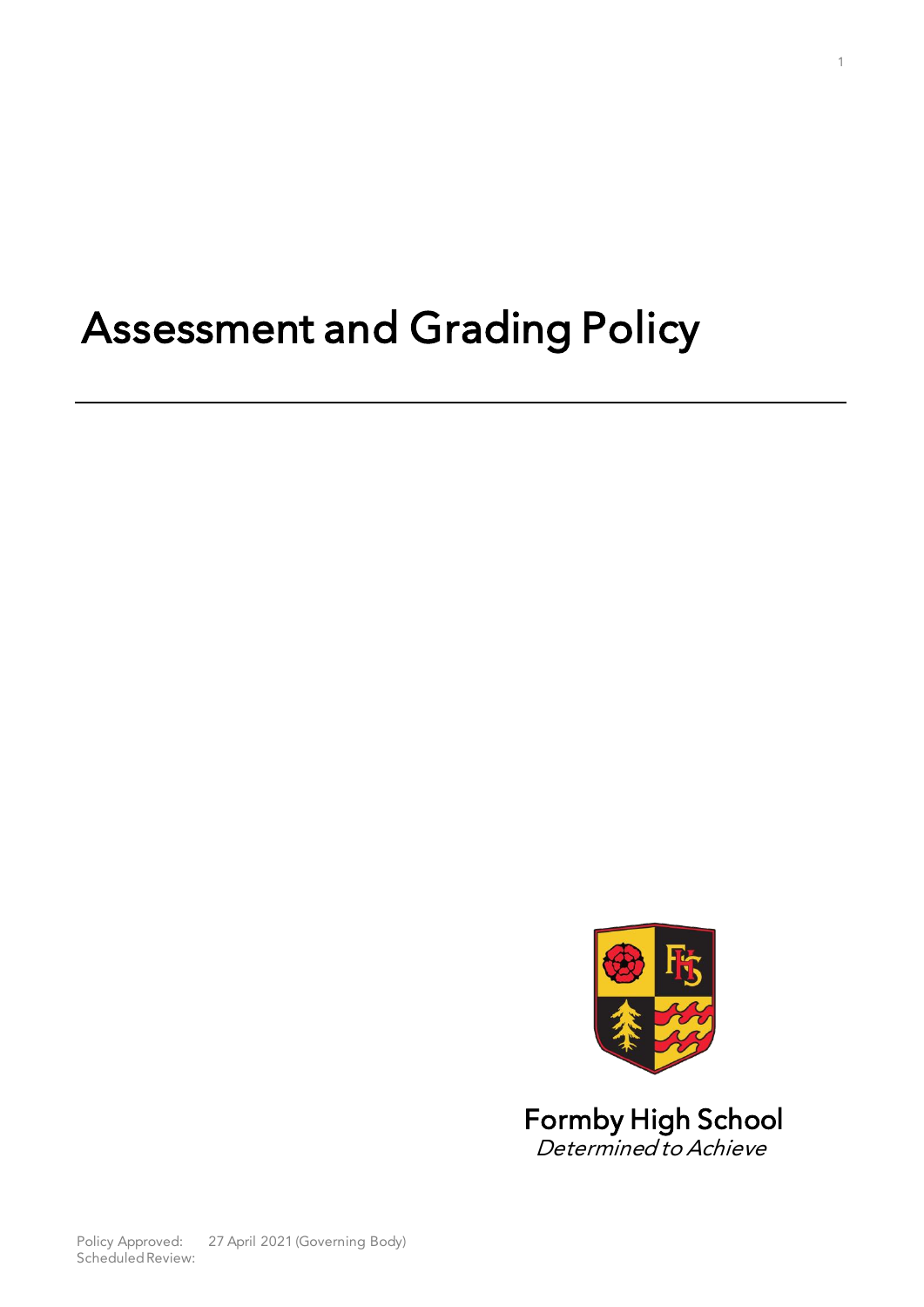# Assessment and Grading Policy

Formby High School
*Determined to Achieve*

Policy Approved: 27 April 2021 (Governing Body)
Scheduled Review: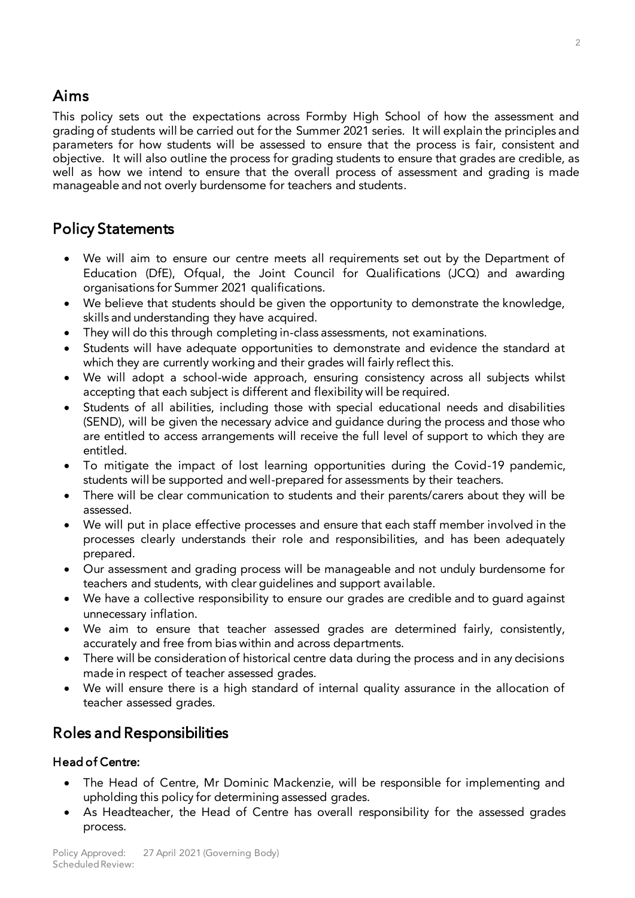## Aims

This policy sets out the expectations across Formby High School of how the assessment and grading of students will be carried out for the Summer 2021 series. It will explain the principles and parameters for how students will be assessed to ensure that the process is fair, consistent and objective. It will also outline the process for grading students to ensure that grades are credible, as well as how we intend to ensure that the overall process of assessment and grading is made manageable and not overly burdensome for teachers and students.

## Policy Statements

- We will aim to ensure our centre meets all requirements set out by the Department of Education (DfE), Ofqual, the Joint Council for Qualifications (JCQ) and awarding organisations for Summer 2021 qualifications.
- We believe that students should be given the opportunity to demonstrate the knowledge, skills and understanding they have acquired.
- They will do this through completing in-class assessments, not examinations.
- Students will have adequate opportunities to demonstrate and evidence the standard at which they are currently working and their grades will fairly reflect this.
- We will adopt a school-wide approach, ensuring consistency across all subjects whilst accepting that each subject is different and flexibility will be required.
- Students of all abilities, including those with special educational needs and disabilities (SEND), will be given the necessary advice and guidance during the process and those who are entitled to access arrangements will receive the full level of support to which they are entitled.
- To mitigate the impact of lost learning opportunities during the Covid-19 pandemic, students will be supported and well-prepared for assessments by their teachers.
- There will be clear communication to students and their parents/carers about they will be assessed.
- We will put in place effective processes and ensure that each staff member involved in the processes clearly understands their role and responsibilities, and has been adequately prepared.
- Our assessment and grading process will be manageable and not unduly burdensome for teachers and students, with clear guidelines and support available.
- We have a collective responsibility to ensure our grades are credible and to guard against unnecessary inflation.
- We aim to ensure that teacher assessed grades are determined fairly, consistently, accurately and free from bias within and across departments.
- There will be consideration of historical centre data during the process and in any decisions made in respect of teacher assessed grades.
- We will ensure there is a high standard of internal quality assurance in the allocation of teacher assessed grades.

## Roles and Responsibilities

### Head of Centre:

- The Head of Centre, Mr Dominic Mackenzie, will be responsible for implementing and upholding this policy for determining assessed grades.
- As Headteacher, the Head of Centre has overall responsibility for the assessed grades process.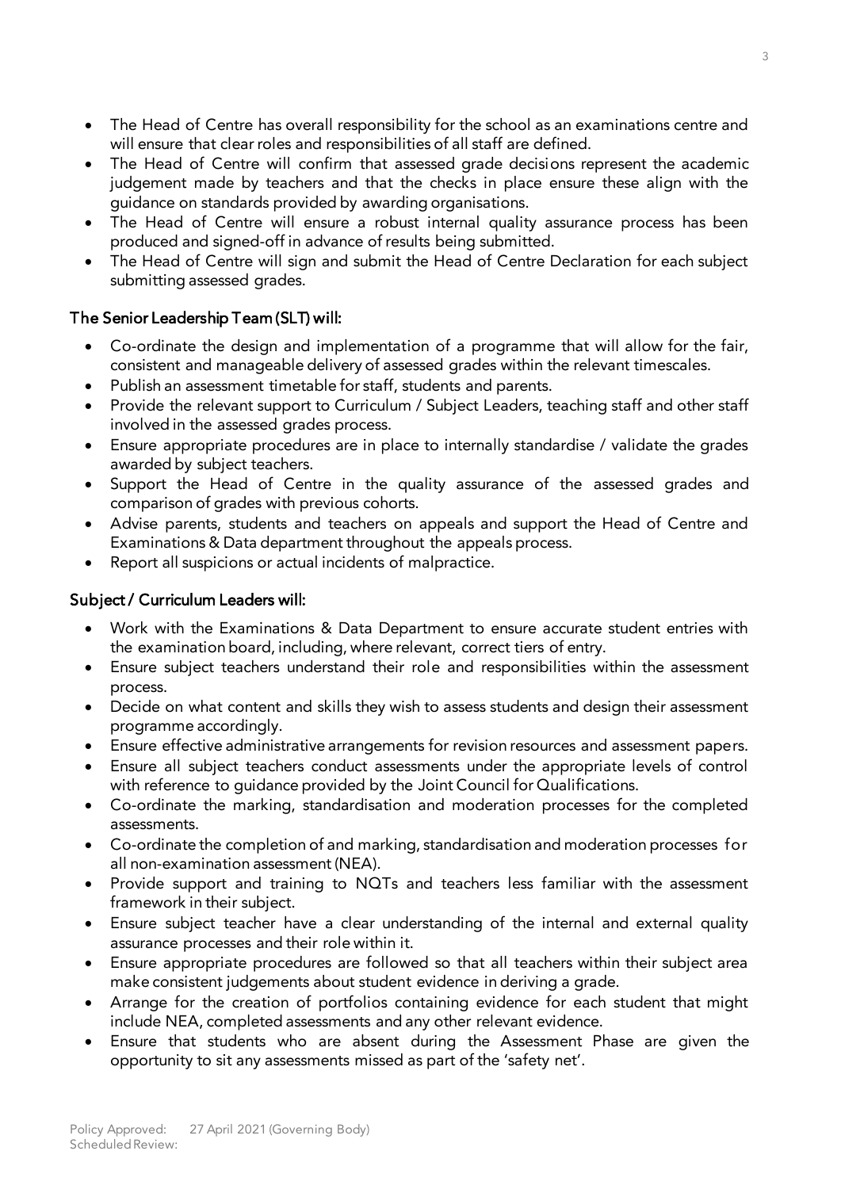- The Head of Centre has overall responsibility for the school as an examinations centre and will ensure that clear roles and responsibilities of all staff are defined.
- The Head of Centre will confirm that assessed grade decisions represent the academic judgement made by teachers and that the checks in place ensure these align with the guidance on standards provided by awarding organisations.
- The Head of Centre will ensure a robust internal quality assurance process has been produced and signed-off in advance of results being submitted.
- The Head of Centre will sign and submit the Head of Centre Declaration for each subject submitting assessed grades.

### The Senior Leadership Team (SLT) will:

- Co-ordinate the design and implementation of a programme that will allow for the fair, consistent and manageable delivery of assessed grades within the relevant timescales.
- Publish an assessment timetable for staff, students and parents.
- Provide the relevant support to Curriculum / Subject Leaders, teaching staff and other staff involved in the assessed grades process.
- Ensure appropriate procedures are in place to internally standardise / validate the grades awarded by subject teachers.
- Support the Head of Centre in the quality assurance of the assessed grades and comparison of grades with previous cohorts.
- Advise parents, students and teachers on appeals and support the Head of Centre and Examinations & Data department throughout the appeals process.
- Report all suspicions or actual incidents of malpractice.

### Subject / Curriculum Leaders will:

- Work with the Examinations & Data Department to ensure accurate student entries with the examination board, including, where relevant, correct tiers of entry.
- Ensure subject teachers understand their role and responsibilities within the assessment process.
- Decide on what content and skills they wish to assess students and design their assessment programme accordingly.
- Ensure effective administrative arrangements for revision resources and assessment papers.
- Ensure all subject teachers conduct assessments under the appropriate levels of control with reference to guidance provided by the Joint Council for Qualifications.
- Co-ordinate the marking, standardisation and moderation processes for the completed assessments.
- Co-ordinate the completion of and marking, standardisation and moderation processes for all non-examination assessment (NEA).
- Provide support and training to NQTs and teachers less familiar with the assessment framework in their subject.
- Ensure subject teacher have a clear understanding of the internal and external quality assurance processes and their role within it.
- Ensure appropriate procedures are followed so that all teachers within their subject area make consistent judgements about student evidence in deriving a grade.
- Arrange for the creation of portfolios containing evidence for each student that might include NEA, completed assessments and any other relevant evidence.
- Ensure that students who are absent during the Assessment Phase are given the opportunity to sit any assessments missed as part of the 'safety net'.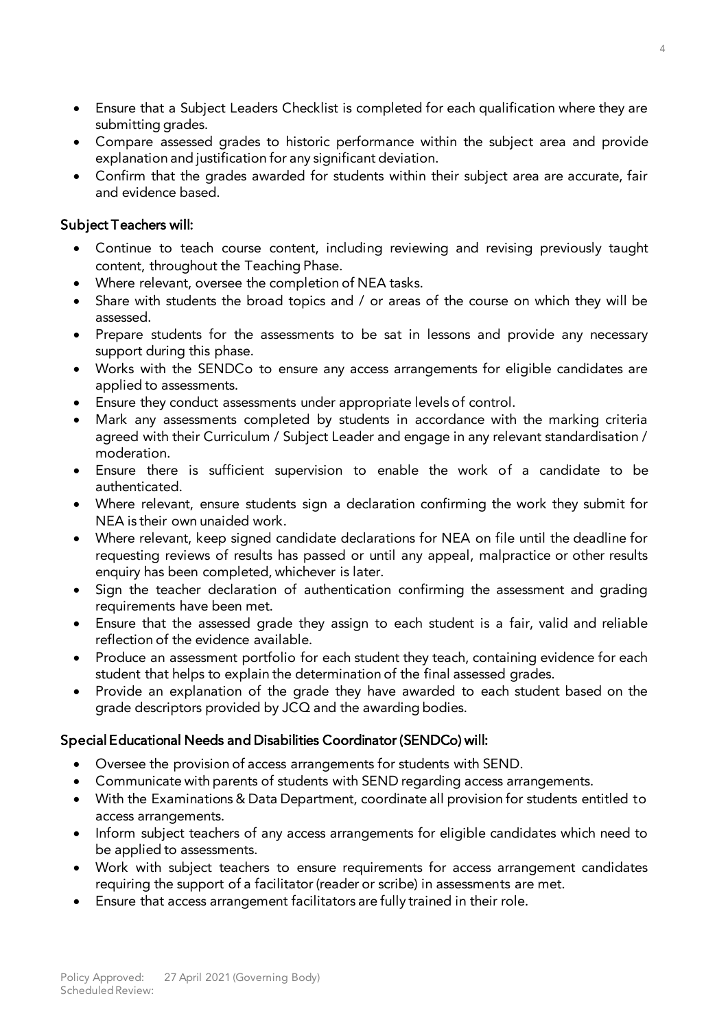- Ensure that a Subject Leaders Checklist is completed for each qualification where they are submitting grades.
- Compare assessed grades to historic performance within the subject area and provide explanation and justification for any significant deviation.
- Confirm that the grades awarded for students within their subject area are accurate, fair and evidence based.

**Subject Teachers will:**

- Continue to teach course content, including reviewing and revising previously taught content, throughout the Teaching Phase.
- Where relevant, oversee the completion of NEA tasks.
- Share with students the broad topics and / or areas of the course on which they will be assessed.
- Prepare students for the assessments to be sat in lessons and provide any necessary support during this phase.
- Works with the SENDCo to ensure any access arrangements for eligible candidates are applied to assessments.
- Ensure they conduct assessments under appropriate levels of control.
- Mark any assessments completed by students in accordance with the marking criteria agreed with their Curriculum / Subject Leader and engage in any relevant standardisation / moderation.
- Ensure there is sufficient supervision to enable the work of a candidate to be authenticated.
- Where relevant, ensure students sign a declaration confirming the work they submit for NEA is their own unaided work.
- Where relevant, keep signed candidate declarations for NEA on file until the deadline for requesting reviews of results has passed or until any appeal, malpractice or other results enquiry has been completed, whichever is later.
- Sign the teacher declaration of authentication confirming the assessment and grading requirements have been met.
- Ensure that the assessed grade they assign to each student is a fair, valid and reliable reflection of the evidence available.
- Produce an assessment portfolio for each student they teach, containing evidence for each student that helps to explain the determination of the final assessed grades.
- Provide an explanation of the grade they have awarded to each student based on the grade descriptors provided by JCQ and the awarding bodies.

**Special Educational Needs and Disabilities Coordinator (SENDCo) will:**

- Oversee the provision of access arrangements for students with SEND.
- Communicate with parents of students with SEND regarding access arrangements.
- With the Examinations & Data Department, coordinate all provision for students entitled to access arrangements.
- Inform subject teachers of any access arrangements for eligible candidates which need to be applied to assessments.
- Work with subject teachers to ensure requirements for access arrangement candidates requiring the support of a facilitator (reader or scribe) in assessments are met.
- Ensure that access arrangement facilitators are fully trained in their role.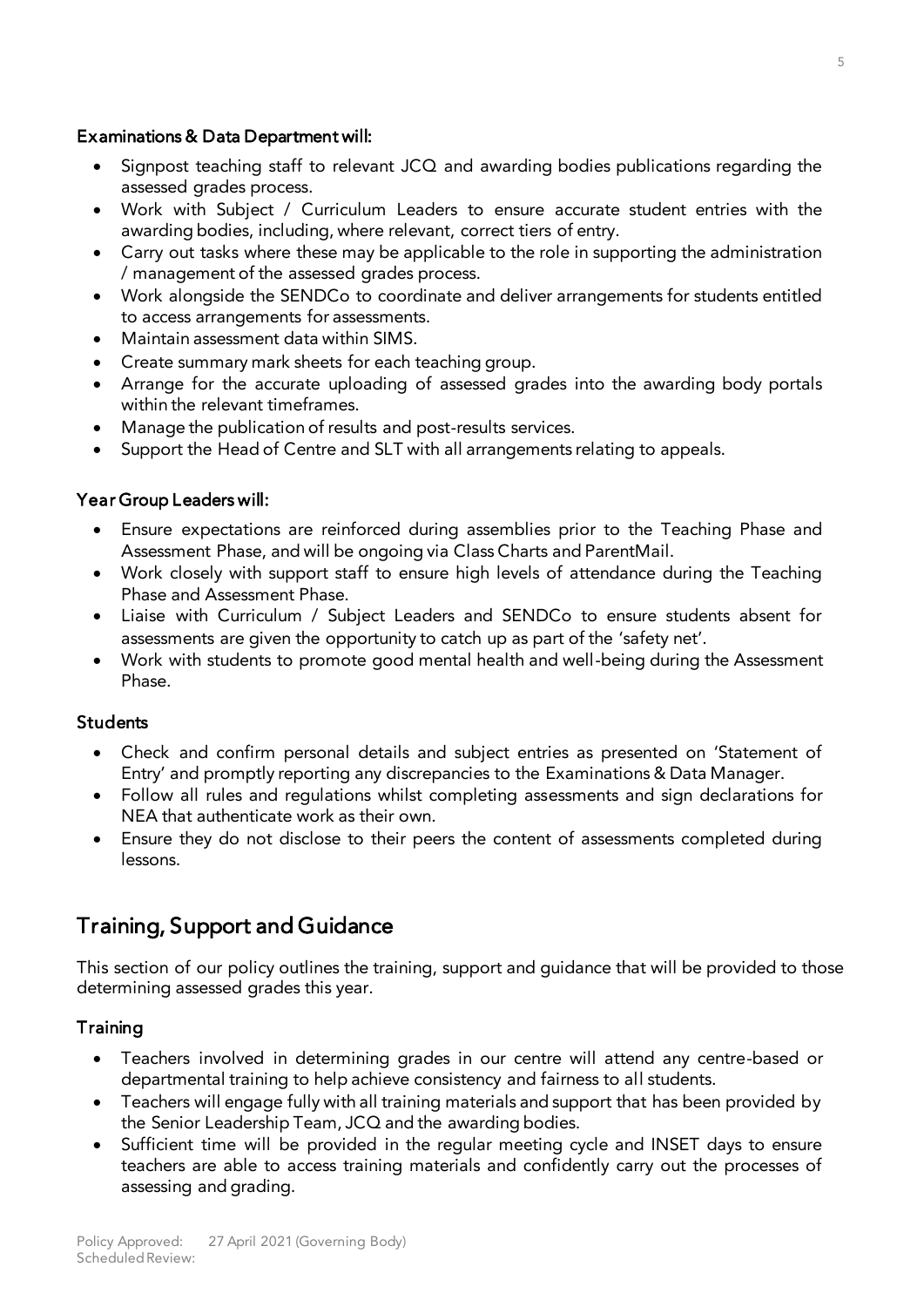### Examinations & Data Department will:

- Signpost teaching staff to relevant JCQ and awarding bodies publications regarding the assessed grades process.
- Work with Subject / Curriculum Leaders to ensure accurate student entries with the awarding bodies, including, where relevant, correct tiers of entry.
- Carry out tasks where these may be applicable to the role in supporting the administration / management of the assessed grades process.
- Work alongside the SENDCo to coordinate and deliver arrangements for students entitled to access arrangements for assessments.
- Maintain assessment data within SIMS.
- Create summary mark sheets for each teaching group.
- Arrange for the accurate uploading of assessed grades into the awarding body portals within the relevant timeframes.
- Manage the publication of results and post-results services.
- Support the Head of Centre and SLT with all arrangements relating to appeals.

### Year Group Leaders will:

- Ensure expectations are reinforced during assemblies prior to the Teaching Phase and Assessment Phase, and will be ongoing via Class Charts and ParentMail.
- Work closely with support staff to ensure high levels of attendance during the Teaching Phase and Assessment Phase.
- Liaise with Curriculum / Subject Leaders and SENDCo to ensure students absent for assessments are given the opportunity to catch up as part of the 'safety net'.
- Work with students to promote good mental health and well-being during the Assessment Phase.

### Students

- Check and confirm personal details and subject entries as presented on 'Statement of Entry' and promptly reporting any discrepancies to the Examinations & Data Manager.
- Follow all rules and regulations whilst completing assessments and sign declarations for NEA that authenticate work as their own.
- Ensure they do not disclose to their peers the content of assessments completed during lessons.

## Training, Support and Guidance

This section of our policy outlines the training, support and guidance that will be provided to those determining assessed grades this year.

### Training

- Teachers involved in determining grades in our centre will attend any centre-based or departmental training to help achieve consistency and fairness to all students.
- Teachers will engage fully with all training materials and support that has been provided by the Senior Leadership Team, JCQ and the awarding bodies.
- Sufficient time will be provided in the regular meeting cycle and INSET days to ensure teachers are able to access training materials and confidently carry out the processes of assessing and grading.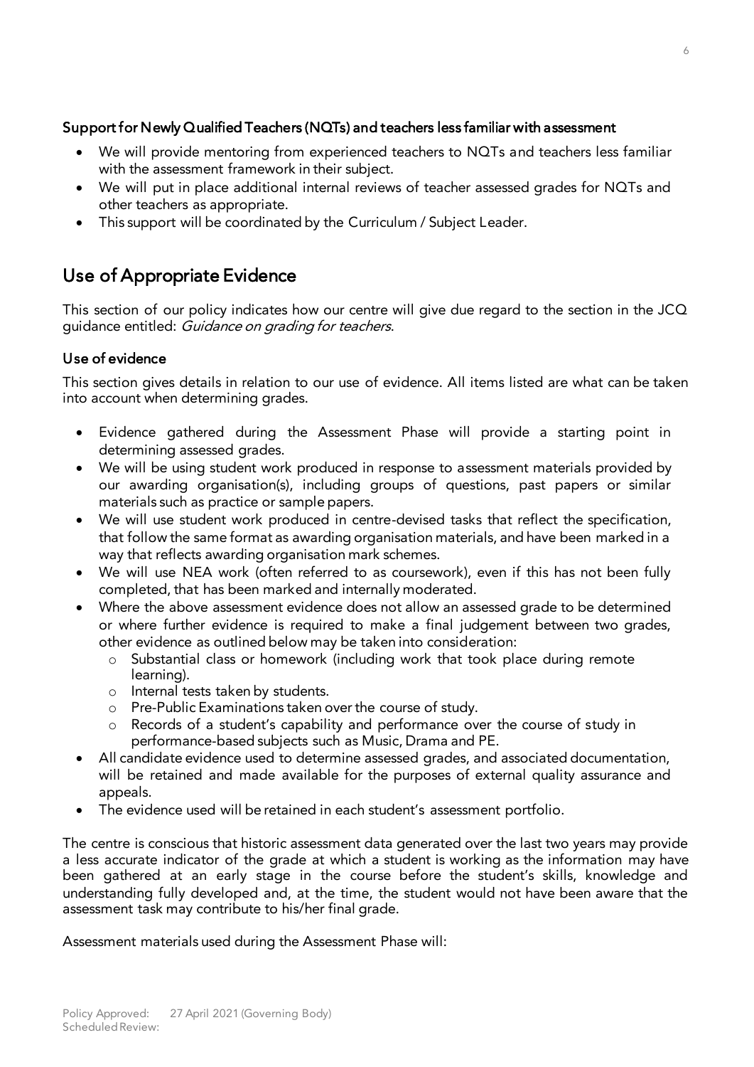### Support for Newly Qualified Teachers (NQTs) and teachers less familiar with assessment

- We will provide mentoring from experienced teachers to NQTs and teachers less familiar with the assessment framework in their subject.
- We will put in place additional internal reviews of teacher assessed grades for NQTs and other teachers as appropriate.
- This support will be coordinated by the Curriculum / Subject Leader.

## Use of Appropriate Evidence

This section of our policy indicates how our centre will give due regard to the section in the JCQ guidance entitled: *Guidance on grading for teachers*.

### Use of evidence

This section gives details in relation to our use of evidence. All items listed are what can be taken into account when determining grades.

- Evidence gathered during the Assessment Phase will provide a starting point in determining assessed grades.
- We will be using student work produced in response to assessment materials provided by our awarding organisation(s), including groups of questions, past papers or similar materials such as practice or sample papers.
- We will use student work produced in centre-devised tasks that reflect the specification, that follow the same format as awarding organisation materials, and have been marked in a way that reflects awarding organisation mark schemes.
- We will use NEA work (often referred to as coursework), even if this has not been fully completed, that has been marked and internally moderated.
- Where the above assessment evidence does not allow an assessed grade to be determined or where further evidence is required to make a final judgement between two grades, other evidence as outlined below may be taken into consideration:
  - Substantial class or homework (including work that took place during remote learning).
  - Internal tests taken by students.
  - Pre-Public Examinations taken over the course of study.
  - Records of a student's capability and performance over the course of study in performance-based subjects such as Music, Drama and PE.
- All candidate evidence used to determine assessed grades, and associated documentation, will be retained and made available for the purposes of external quality assurance and appeals.
- The evidence used will be retained in each student's assessment portfolio.

The centre is conscious that historic assessment data generated over the last two years may provide a less accurate indicator of the grade at which a student is working as the information may have been gathered at an early stage in the course before the student's skills, knowledge and understanding fully developed and, at the time, the student would not have been aware that the assessment task may contribute to his/her final grade.

Assessment materials used during the Assessment Phase will: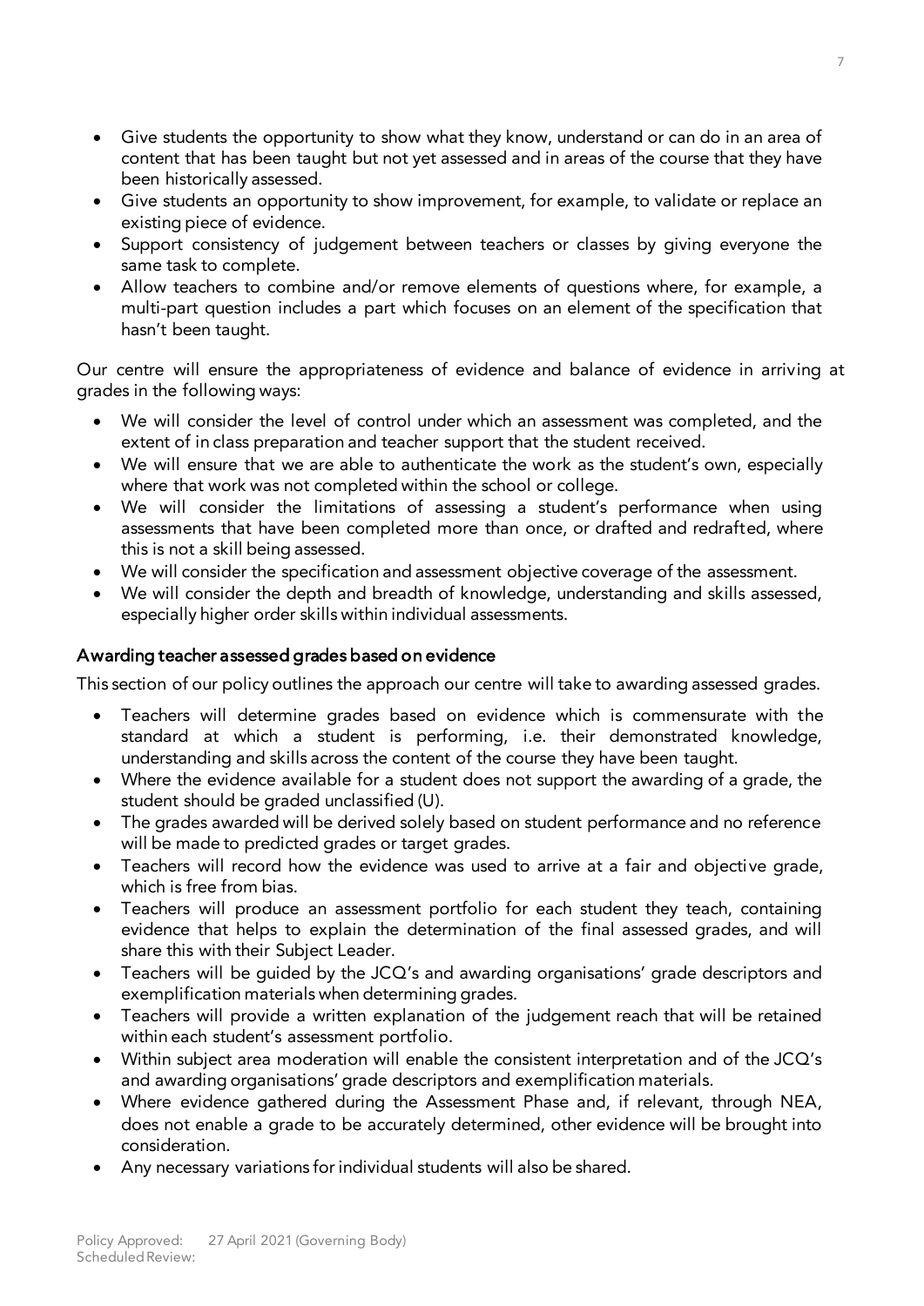- Give students the opportunity to show what they know, understand or can do in an area of content that has been taught but not yet assessed and in areas of the course that they have been historically assessed.
- Give students an opportunity to show improvement, for example, to validate or replace an existing piece of evidence.
- Support consistency of judgement between teachers or classes by giving everyone the same task to complete.
- Allow teachers to combine and/or remove elements of questions where, for example, a multi-part question includes a part which focuses on an element of the specification that hasn't been taught.

Our centre will ensure the appropriateness of evidence and balance of evidence in arriving at grades in the following ways:

- We will consider the level of control under which an assessment was completed, and the extent of in class preparation and teacher support that the student received.
- We will ensure that we are able to authenticate the work as the student's own, especially where that work was not completed within the school or college.
- We will consider the limitations of assessing a student's performance when using assessments that have been completed more than once, or drafted and redrafted, where this is not a skill being assessed.
- We will consider the specification and assessment objective coverage of the assessment.
- We will consider the depth and breadth of knowledge, understanding and skills assessed, especially higher order skills within individual assessments.

### Awarding teacher assessed grades based on evidence

This section of our policy outlines the approach our centre will take to awarding assessed grades.

- Teachers will determine grades based on evidence which is commensurate with the standard at which a student is performing, i.e. their demonstrated knowledge, understanding and skills across the content of the course they have been taught.
- Where the evidence available for a student does not support the awarding of a grade, the student should be graded unclassified (U).
- The grades awarded will be derived solely based on student performance and no reference will be made to predicted grades or target grades.
- Teachers will record how the evidence was used to arrive at a fair and objective grade, which is free from bias.
- Teachers will produce an assessment portfolio for each student they teach, containing evidence that helps to explain the determination of the final assessed grades, and will share this with their Subject Leader.
- Teachers will be guided by the JCQ's and awarding organisations' grade descriptors and exemplification materials when determining grades.
- Teachers will provide a written explanation of the judgement reach that will be retained within each student's assessment portfolio.
- Within subject area moderation will enable the consistent interpretation and of the JCQ's and awarding organisations' grade descriptors and exemplification materials.
- Where evidence gathered during the Assessment Phase and, if relevant, through NEA, does not enable a grade to be accurately determined, other evidence will be brought into consideration.
- Any necessary variations for individual students will also be shared.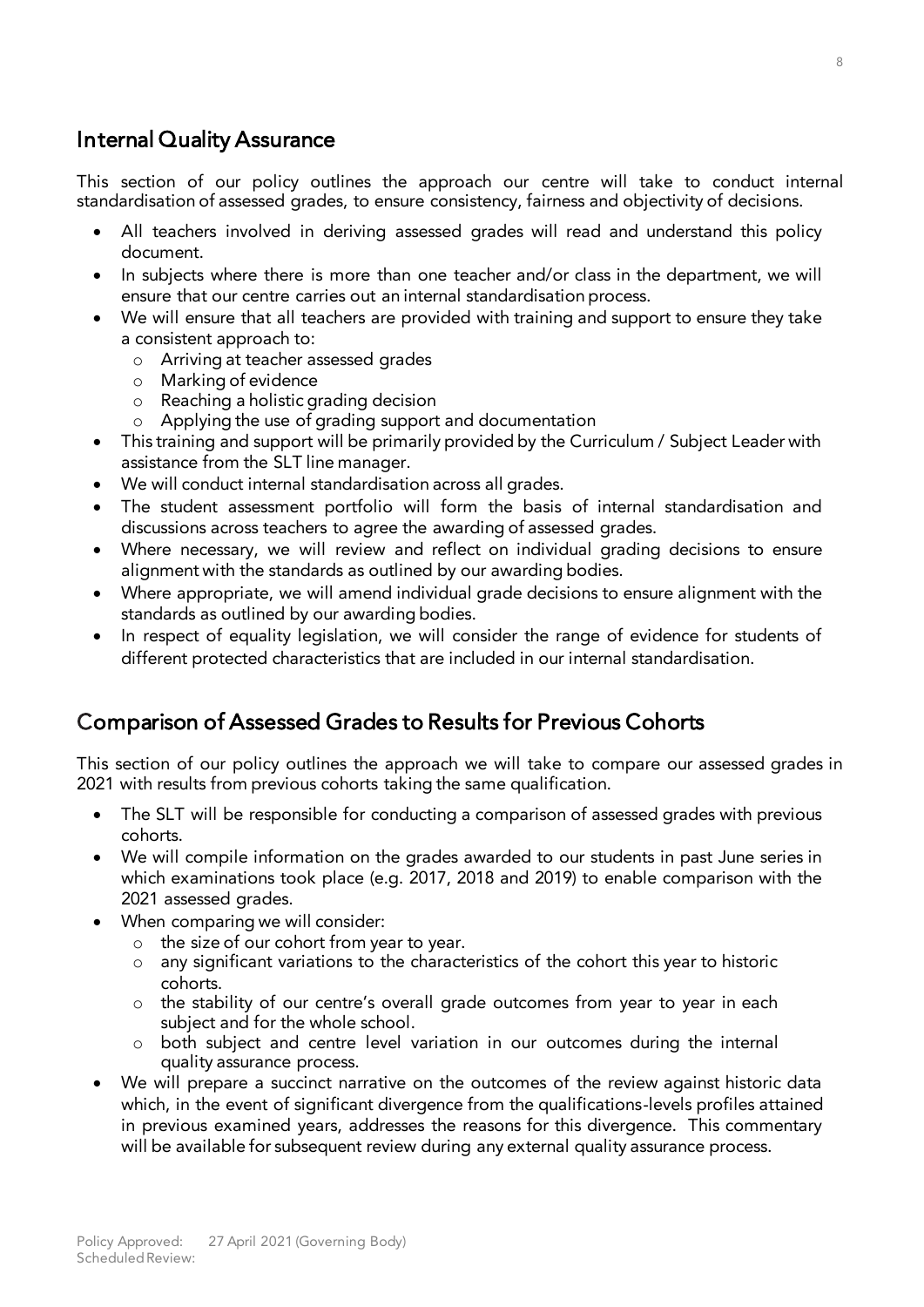## Internal Quality Assurance

This section of our policy outlines the approach our centre will take to conduct internal standardisation of assessed grades, to ensure consistency, fairness and objectivity of decisions.

- All teachers involved in deriving assessed grades will read and understand this policy document.
- In subjects where there is more than one teacher and/or class in the department, we will ensure that our centre carries out an internal standardisation process.
- We will ensure that all teachers are provided with training and support to ensure they take a consistent approach to:
  - Arriving at teacher assessed grades
  - Marking of evidence
  - Reaching a holistic grading decision
  - Applying the use of grading support and documentation
- This training and support will be primarily provided by the Curriculum / Subject Leader with assistance from the SLT line manager.
- We will conduct internal standardisation across all grades.
- The student assessment portfolio will form the basis of internal standardisation and discussions across teachers to agree the awarding of assessed grades.
- Where necessary, we will review and reflect on individual grading decisions to ensure alignment with the standards as outlined by our awarding bodies.
- Where appropriate, we will amend individual grade decisions to ensure alignment with the standards as outlined by our awarding bodies.
- In respect of equality legislation, we will consider the range of evidence for students of different protected characteristics that are included in our internal standardisation.

## Comparison of Assessed Grades to Results for Previous Cohorts

This section of our policy outlines the approach we will take to compare our assessed grades in 2021 with results from previous cohorts taking the same qualification.

- The SLT will be responsible for conducting a comparison of assessed grades with previous cohorts.
- We will compile information on the grades awarded to our students in past June series in which examinations took place (e.g. 2017, 2018 and 2019) to enable comparison with the 2021 assessed grades.
- When comparing we will consider:
  - the size of our cohort from year to year.
  - any significant variations to the characteristics of the cohort this year to historic cohorts.
  - the stability of our centre's overall grade outcomes from year to year in each subject and for the whole school.
  - both subject and centre level variation in our outcomes during the internal quality assurance process.
- We will prepare a succinct narrative on the outcomes of the review against historic data which, in the event of significant divergence from the qualifications-levels profiles attained in previous examined years, addresses the reasons for this divergence. This commentary will be available for subsequent review during any external quality assurance process.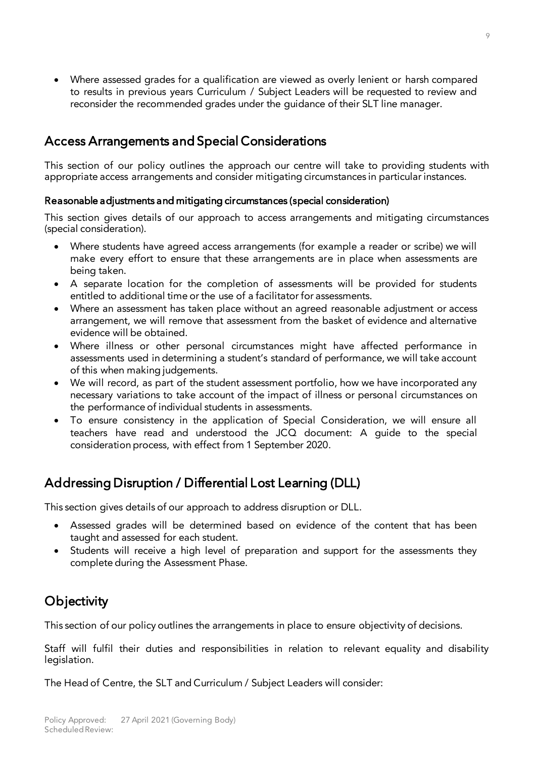- Where assessed grades for a qualification are viewed as overly lenient or harsh compared to results in previous years Curriculum / Subject Leaders will be requested to review and reconsider the recommended grades under the guidance of their SLT line manager.

## Access Arrangements and Special Considerations

This section of our policy outlines the approach our centre will take to providing students with appropriate access arrangements and consider mitigating circumstances in particular instances.

### Reasonable adjustments and mitigating circumstances (special consideration)

This section gives details of our approach to access arrangements and mitigating circumstances (special consideration).

- Where students have agreed access arrangements (for example a reader or scribe) we will make every effort to ensure that these arrangements are in place when assessments are being taken.
- A separate location for the completion of assessments will be provided for students entitled to additional time or the use of a facilitator for assessments.
- Where an assessment has taken place without an agreed reasonable adjustment or access arrangement, we will remove that assessment from the basket of evidence and alternative evidence will be obtained.
- Where illness or other personal circumstances might have affected performance in assessments used in determining a student's standard of performance, we will take account of this when making judgements.
- We will record, as part of the student assessment portfolio, how we have incorporated any necessary variations to take account of the impact of illness or personal circumstances on the performance of individual students in assessments.
- To ensure consistency in the application of Special Consideration, we will ensure all teachers have read and understood the JCQ document: A guide to the special consideration process, with effect from 1 September 2020.

## Addressing Disruption / Differential Lost Learning (DLL)

This section gives details of our approach to address disruption or DLL.

- Assessed grades will be determined based on evidence of the content that has been taught and assessed for each student.
- Students will receive a high level of preparation and support for the assessments they complete during the Assessment Phase.

## Objectivity

This section of our policy outlines the arrangements in place to ensure objectivity of decisions.

Staff will fulfil their duties and responsibilities in relation to relevant equality and disability legislation.

The Head of Centre, the SLT and Curriculum / Subject Leaders will consider: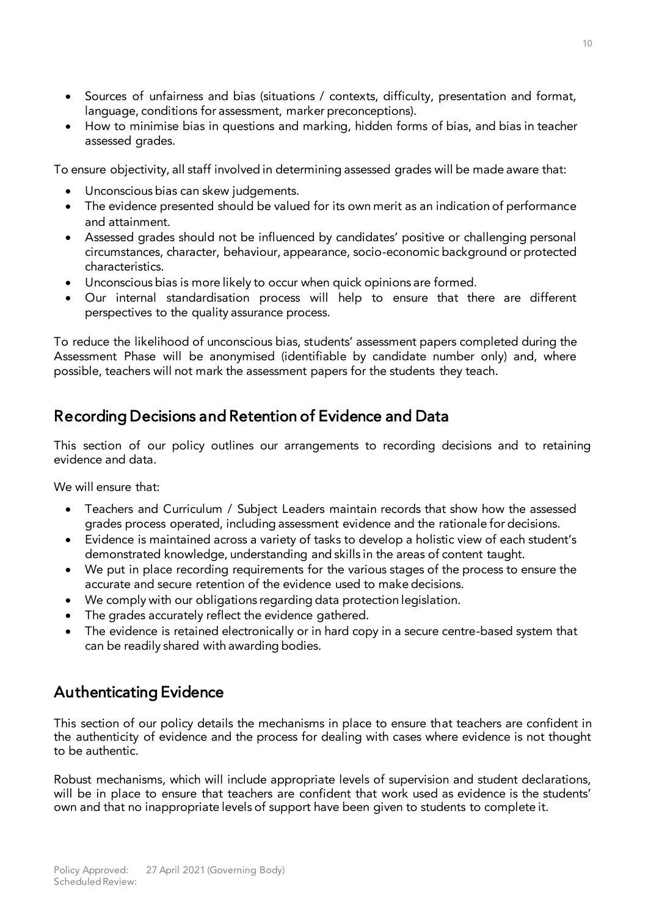- Sources of unfairness and bias (situations / contexts, difficulty, presentation and format, language, conditions for assessment, marker preconceptions).
- How to minimise bias in questions and marking, hidden forms of bias, and bias in teacher assessed grades.

To ensure objectivity, all staff involved in determining assessed grades will be made aware that:

- Unconscious bias can skew judgements.
- The evidence presented should be valued for its own merit as an indication of performance and attainment.
- Assessed grades should not be influenced by candidates' positive or challenging personal circumstances, character, behaviour, appearance, socio-economic background or protected characteristics.
- Unconscious bias is more likely to occur when quick opinions are formed.
- Our internal standardisation process will help to ensure that there are different perspectives to the quality assurance process.

To reduce the likelihood of unconscious bias, students' assessment papers completed during the Assessment Phase will be anonymised (identifiable by candidate number only) and, where possible, teachers will not mark the assessment papers for the students they teach.

## Recording Decisions and Retention of Evidence and Data

This section of our policy outlines our arrangements to recording decisions and to retaining evidence and data.

We will ensure that:

- Teachers and Curriculum / Subject Leaders maintain records that show how the assessed grades process operated, including assessment evidence and the rationale for decisions.
- Evidence is maintained across a variety of tasks to develop a holistic view of each student's demonstrated knowledge, understanding and skills in the areas of content taught.
- We put in place recording requirements for the various stages of the process to ensure the accurate and secure retention of the evidence used to make decisions.
- We comply with our obligations regarding data protection legislation.
- The grades accurately reflect the evidence gathered.
- The evidence is retained electronically or in hard copy in a secure centre-based system that can be readily shared with awarding bodies.

## Authenticating Evidence

This section of our policy details the mechanisms in place to ensure that teachers are confident in the authenticity of evidence and the process for dealing with cases where evidence is not thought to be authentic.

Robust mechanisms, which will include appropriate levels of supervision and student declarations, will be in place to ensure that teachers are confident that work used as evidence is the students' own and that no inappropriate levels of support have been given to students to complete it.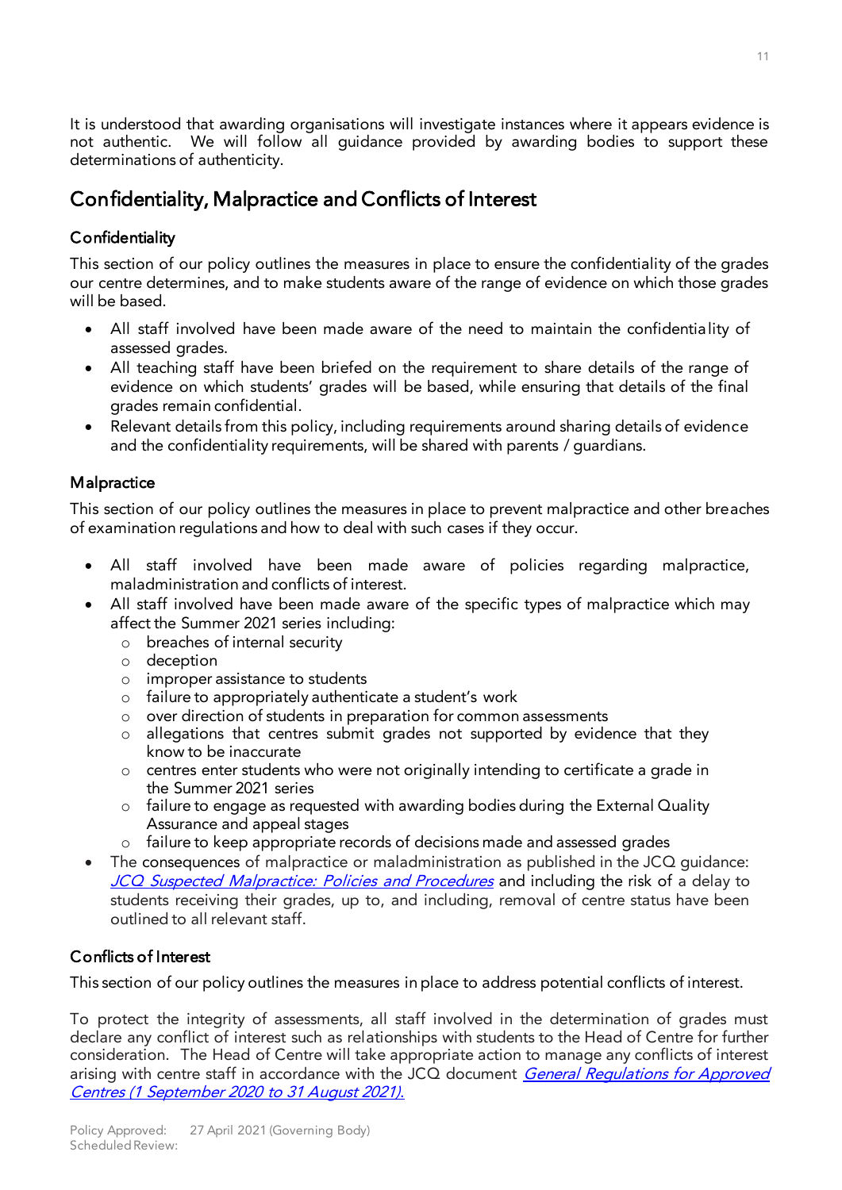It is understood that awarding organisations will investigate instances where it appears evidence is not authentic. We will follow all guidance provided by awarding bodies to support these determinations of authenticity.

## Confidentiality, Malpractice and Conflicts of Interest

### Confidentiality

This section of our policy outlines the measures in place to ensure the confidentiality of the grades our centre determines, and to make students aware of the range of evidence on which those grades will be based.

- All staff involved have been made aware of the need to maintain the confidentiality of assessed grades.
- All teaching staff have been briefed on the requirement to share details of the range of evidence on which students' grades will be based, while ensuring that details of the final grades remain confidential.
- Relevant details from this policy, including requirements around sharing details of evidence and the confidentiality requirements, will be shared with parents / guardians.

### Malpractice

This section of our policy outlines the measures in place to prevent malpractice and other breaches of examination regulations and how to deal with such cases if they occur.

- All staff involved have been made aware of policies regarding malpractice, maladministration and conflicts of interest.
- All staff involved have been made aware of the specific types of malpractice which may affect the Summer 2021 series including:
    - breaches of internal security
    - deception
    - improper assistance to students
    - failure to appropriately authenticate a student's work
    - over direction of students in preparation for common assessments
    - allegations that centres submit grades not supported by evidence that they know to be inaccurate
    - centres enter students who were not originally intending to certificate a grade in the Summer 2021 series
    - failure to engage as requested with awarding bodies during the External Quality Assurance and appeal stages
    - failure to keep appropriate records of decisions made and assessed grades
- The consequences of malpractice or maladministration as published in the JCQ guidance: *JCQ Suspected Malpractice: Policies and Procedures* and including the risk of a delay to students receiving their grades, up to, and including, removal of centre status have been outlined to all relevant staff.

### Conflicts of Interest

This section of our policy outlines the measures in place to address potential conflicts of interest.

To protect the integrity of assessments, all staff involved in the determination of grades must declare any conflict of interest such as relationships with students to the Head of Centre for further consideration. The Head of Centre will take appropriate action to manage any conflicts of interest arising with centre staff in accordance with the JCQ document *General Regulations for Approved Centres (1 September 2020 to 31 August 2021).*

Policy Approved: 27 April 2021 (Governing Body)
Scheduled Review: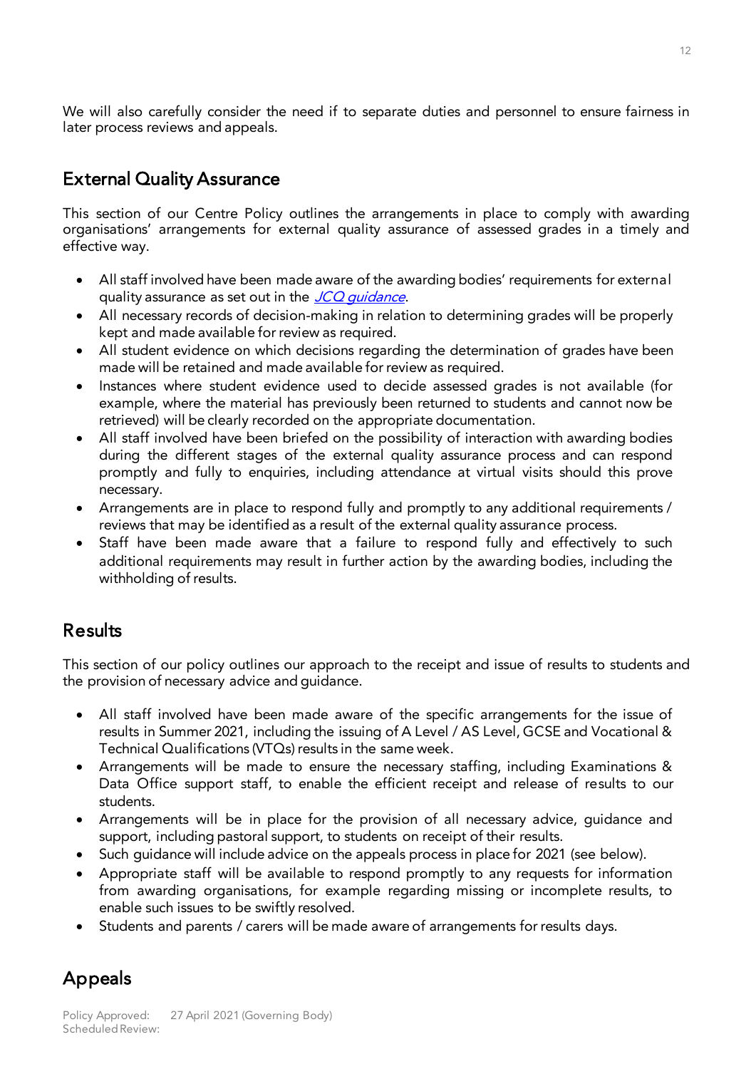We will also carefully consider the need if to separate duties and personnel to ensure fairness in later process reviews and appeals.

## External Quality Assurance

This section of our Centre Policy outlines the arrangements in place to comply with awarding organisations' arrangements for external quality assurance of assessed grades in a timely and effective way.

- All staff involved have been made aware of the awarding bodies' requirements for external quality assurance as set out in the *JCQ guidance*.
- All necessary records of decision-making in relation to determining grades will be properly kept and made available for review as required.
- All student evidence on which decisions regarding the determination of grades have been made will be retained and made available for review as required.
- Instances where student evidence used to decide assessed grades is not available (for example, where the material has previously been returned to students and cannot now be retrieved) will be clearly recorded on the appropriate documentation.
- All staff involved have been briefed on the possibility of interaction with awarding bodies during the different stages of the external quality assurance process and can respond promptly and fully to enquiries, including attendance at virtual visits should this prove necessary.
- Arrangements are in place to respond fully and promptly to any additional requirements / reviews that may be identified as a result of the external quality assurance process.
- Staff have been made aware that a failure to respond fully and effectively to such additional requirements may result in further action by the awarding bodies, including the withholding of results.

## Results

This section of our policy outlines our approach to the receipt and issue of results to students and the provision of necessary advice and guidance.

- All staff involved have been made aware of the specific arrangements for the issue of results in Summer 2021, including the issuing of A Level / AS Level, GCSE and Vocational & Technical Qualifications (VTQs) results in the same week.
- Arrangements will be made to ensure the necessary staffing, including Examinations & Data Office support staff, to enable the efficient receipt and release of results to our students.
- Arrangements will be in place for the provision of all necessary advice, guidance and support, including pastoral support, to students on receipt of their results.
- Such guidance will include advice on the appeals process in place for 2021 (see below).
- Appropriate staff will be available to respond promptly to any requests for information from awarding organisations, for example regarding missing or incomplete results, to enable such issues to be swiftly resolved.
- Students and parents / carers will be made aware of arrangements for results days.

## Appeals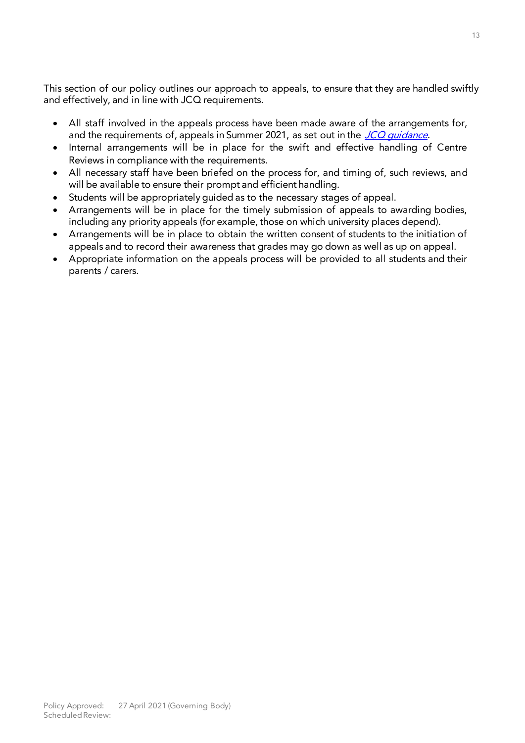This section of our policy outlines our approach to appeals, to ensure that they are handled swiftly and effectively, and in line with JCQ requirements.

- All staff involved in the appeals process have been made aware of the arrangements for, and the requirements of, appeals in Summer 2021, as set out in the *JCQ guidance*.
- Internal arrangements will be in place for the swift and effective handling of Centre Reviews in compliance with the requirements.
- All necessary staff have been briefed on the process for, and timing of, such reviews, and will be available to ensure their prompt and efficient handling.
- Students will be appropriately guided as to the necessary stages of appeal.
- Arrangements will be in place for the timely submission of appeals to awarding bodies, including any priority appeals (for example, those on which university places depend).
- Arrangements will be in place to obtain the written consent of students to the initiation of appeals and to record their awareness that grades may go down as well as up on appeal.
- Appropriate information on the appeals process will be provided to all students and their parents / carers.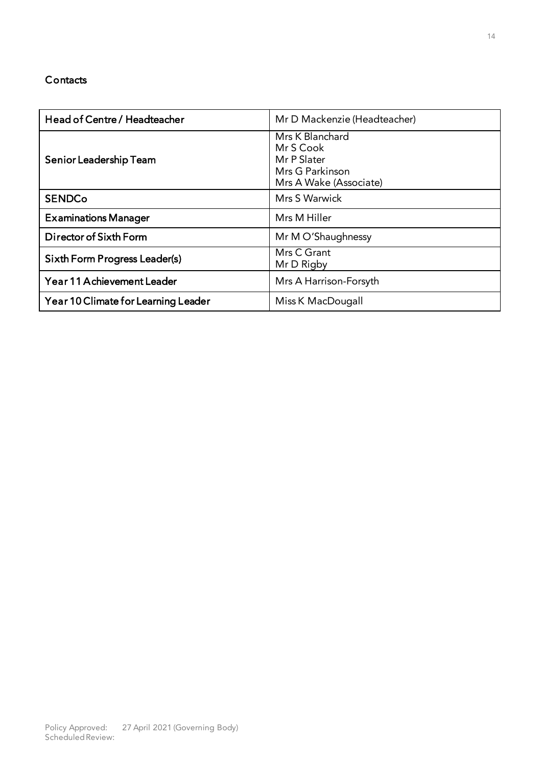## Contacts

| | |
|---|---|
| **Head of Centre / Headteacher** | Mr D Mackenzie (Headteacher) |
| **Senior Leadership Team** | Mrs K Blanchard<br>Mr S Cook<br>Mr P Slater<br>Mrs G Parkinson<br>Mrs A Wake (Associate) |
| **SENDCo** | Mrs S Warwick |
| **Examinations Manager** | Mrs M Hiller |
| **Director of Sixth Form** | Mr M O'Shaughnessy |
| **Sixth Form Progress Leader(s)** | Mrs C Grant<br>Mr D Rigby |
| **Year 11 Achievement Leader** | Mrs A Harrison-Forsyth |
| **Year 10 Climate for Learning Leader** | Miss K MacDougall |

Policy Approved: 27 April 2021 (Governing Body)
Scheduled Review: